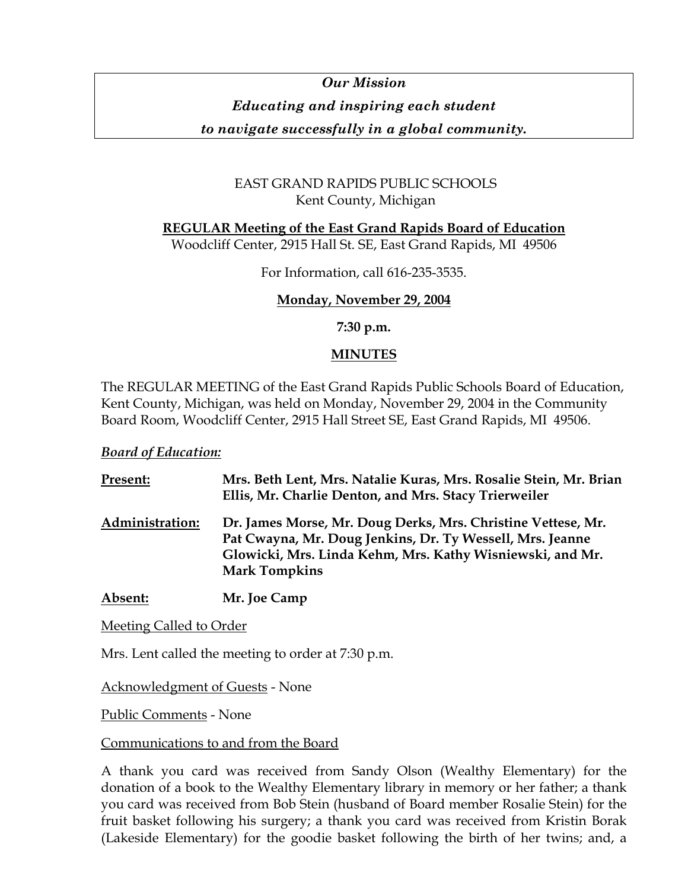***Our Mission***

***Educating and inspiring each student***

***to navigate successfully in a global community.***

EAST GRAND RAPIDS PUBLIC SCHOOLS
Kent County, Michigan

**REGULAR Meeting of the East Grand Rapids Board of Education**
Woodcliff Center, 2915 Hall St. SE, East Grand Rapids, MI 49506

For Information, call 616-235-3535.

**Monday, November 29, 2004**

**7:30 p.m.**

**MINUTES**

The REGULAR MEETING of the East Grand Rapids Public Schools Board of Education, Kent County, Michigan, was held on Monday, November 29, 2004 in the Community Board Room, Woodcliff Center, 2915 Hall Street SE, East Grand Rapids, MI 49506.

***Board of Education:***

**Present:** **Mrs. Beth Lent, Mrs. Natalie Kuras, Mrs. Rosalie Stein, Mr. Brian Ellis, Mr. Charlie Denton, and Mrs. Stacy Trierweiler**

**Administration:** **Dr. James Morse, Mr. Doug Derks, Mrs. Christine Vettese, Mr. Pat Cwayna, Mr. Doug Jenkins, Dr. Ty Wessell, Mrs. Jeanne Glowicki, Mrs. Linda Kehm, Mrs. Kathy Wisniewski, and Mr. Mark Tompkins**

**Absent:** **Mr. Joe Camp**

Meeting Called to Order

Mrs. Lent called the meeting to order at 7:30 p.m.

Acknowledgment of Guests - None

Public Comments - None

Communications to and from the Board

A thank you card was received from Sandy Olson (Wealthy Elementary) for the donation of a book to the Wealthy Elementary library in memory or her father; a thank you card was received from Bob Stein (husband of Board member Rosalie Stein) for the fruit basket following his surgery; a thank you card was received from Kristin Borak (Lakeside Elementary) for the goodie basket following the birth of her twins; and, a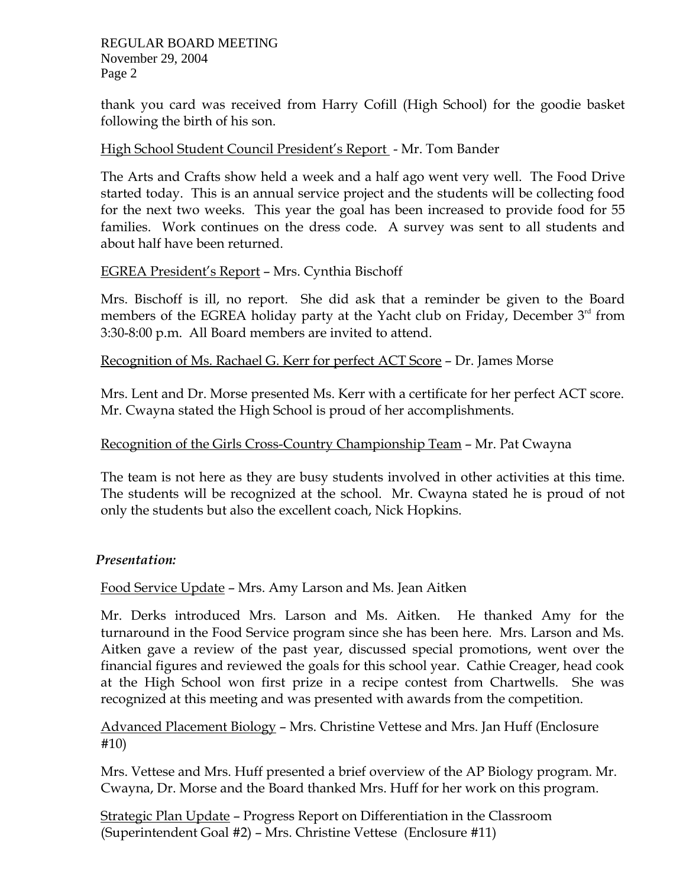thank you card was received from Harry Cofill (High School) for the goodie basket following the birth of his son.

High School Student Council President's Report - Mr. Tom Bander

The Arts and Crafts show held a week and a half ago went very well. The Food Drive started today. This is an annual service project and the students will be collecting food for the next two weeks. This year the goal has been increased to provide food for 55 families. Work continues on the dress code. A survey was sent to all students and about half have been returned.

EGREA President's Report – Mrs. Cynthia Bischoff

Mrs. Bischoff is ill, no report. She did ask that a reminder be given to the Board members of the EGREA holiday party at the Yacht club on Friday, December 3rd from 3:30-8:00 p.m. All Board members are invited to attend.

Recognition of Ms. Rachael G. Kerr for perfect ACT Score – Dr. James Morse

Mrs. Lent and Dr. Morse presented Ms. Kerr with a certificate for her perfect ACT score. Mr. Cwayna stated the High School is proud of her accomplishments.

Recognition of the Girls Cross-Country Championship Team – Mr. Pat Cwayna

The team is not here as they are busy students involved in other activities at this time. The students will be recognized at the school. Mr. Cwayna stated he is proud of not only the students but also the excellent coach, Nick Hopkins.

*Presentation:*

Food Service Update – Mrs. Amy Larson and Ms. Jean Aitken

Mr. Derks introduced Mrs. Larson and Ms. Aitken. He thanked Amy for the turnaround in the Food Service program since she has been here. Mrs. Larson and Ms. Aitken gave a review of the past year, discussed special promotions, went over the financial figures and reviewed the goals for this school year. Cathie Creager, head cook at the High School won first prize in a recipe contest from Chartwells. She was recognized at this meeting and was presented with awards from the competition.

Advanced Placement Biology – Mrs. Christine Vettese and Mrs. Jan Huff (Enclosure #10)

Mrs. Vettese and Mrs. Huff presented a brief overview of the AP Biology program. Mr. Cwayna, Dr. Morse and the Board thanked Mrs. Huff for her work on this program.

Strategic Plan Update – Progress Report on Differentiation in the Classroom (Superintendent Goal #2) – Mrs. Christine Vettese (Enclosure #11)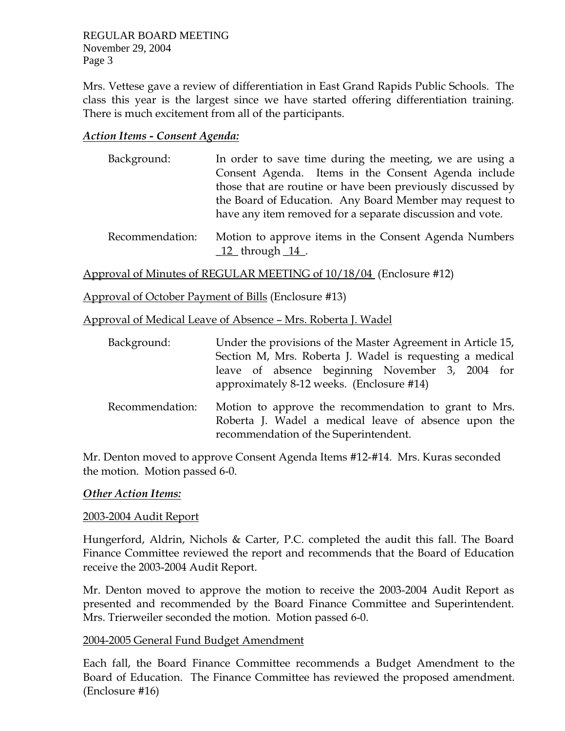Mrs. Vettese gave a review of differentiation in East Grand Rapids Public Schools. The class this year is the largest since we have started offering differentiation training. There is much excitement from all of the participants.

***Action Items - Consent Agenda:***

Background: In order to save time during the meeting, we are using a Consent Agenda. Items in the Consent Agenda include those that are routine or have been previously discussed by the Board of Education. Any Board Member may request to have any item removed for a separate discussion and vote.

Recommendation: Motion to approve items in the Consent Agenda Numbers 12 through 14 .

Approval of Minutes of REGULAR MEETING of 10/18/04 (Enclosure #12)

Approval of October Payment of Bills (Enclosure #13)

Approval of Medical Leave of Absence – Mrs. Roberta J. Wadel

Background: Under the provisions of the Master Agreement in Article 15, Section M, Mrs. Roberta J. Wadel is requesting a medical leave of absence beginning November 3, 2004 for approximately 8-12 weeks. (Enclosure #14)

Recommendation: Motion to approve the recommendation to grant to Mrs. Roberta J. Wadel a medical leave of absence upon the recommendation of the Superintendent.

Mr. Denton moved to approve Consent Agenda Items #12-#14. Mrs. Kuras seconded the motion. Motion passed 6-0.

***Other Action Items:***

2003-2004 Audit Report

Hungerford, Aldrin, Nichols & Carter, P.C. completed the audit this fall. The Board Finance Committee reviewed the report and recommends that the Board of Education receive the 2003-2004 Audit Report.

Mr. Denton moved to approve the motion to receive the 2003-2004 Audit Report as presented and recommended by the Board Finance Committee and Superintendent. Mrs. Trierweiler seconded the motion. Motion passed 6-0.

2004-2005 General Fund Budget Amendment

Each fall, the Board Finance Committee recommends a Budget Amendment to the Board of Education. The Finance Committee has reviewed the proposed amendment. (Enclosure #16)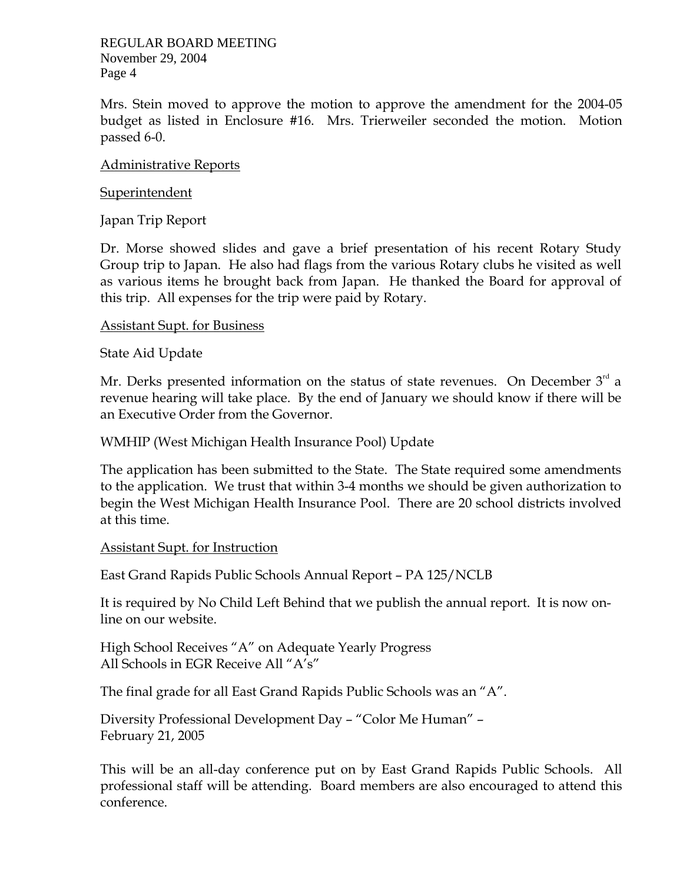Mrs. Stein moved to approve the motion to approve the amendment for the 2004-05 budget as listed in Enclosure #16. Mrs. Trierweiler seconded the motion. Motion passed 6-0.

Administrative Reports

Superintendent

Japan Trip Report

Dr. Morse showed slides and gave a brief presentation of his recent Rotary Study Group trip to Japan. He also had flags from the various Rotary clubs he visited as well as various items he brought back from Japan. He thanked the Board for approval of this trip. All expenses for the trip were paid by Rotary.

Assistant Supt. for Business

State Aid Update

Mr. Derks presented information on the status of state revenues. On December 3rd a revenue hearing will take place. By the end of January we should know if there will be an Executive Order from the Governor.

WMHIP (West Michigan Health Insurance Pool) Update

The application has been submitted to the State. The State required some amendments to the application. We trust that within 3-4 months we should be given authorization to begin the West Michigan Health Insurance Pool. There are 20 school districts involved at this time.

Assistant Supt. for Instruction

East Grand Rapids Public Schools Annual Report – PA 125/NCLB

It is required by No Child Left Behind that we publish the annual report. It is now on-line on our website.

High School Receives "A" on Adequate Yearly Progress
All Schools in EGR Receive All "A's"

The final grade for all East Grand Rapids Public Schools was an "A".

Diversity Professional Development Day – "Color Me Human" –
February 21, 2005

This will be an all-day conference put on by East Grand Rapids Public Schools. All professional staff will be attending. Board members are also encouraged to attend this conference.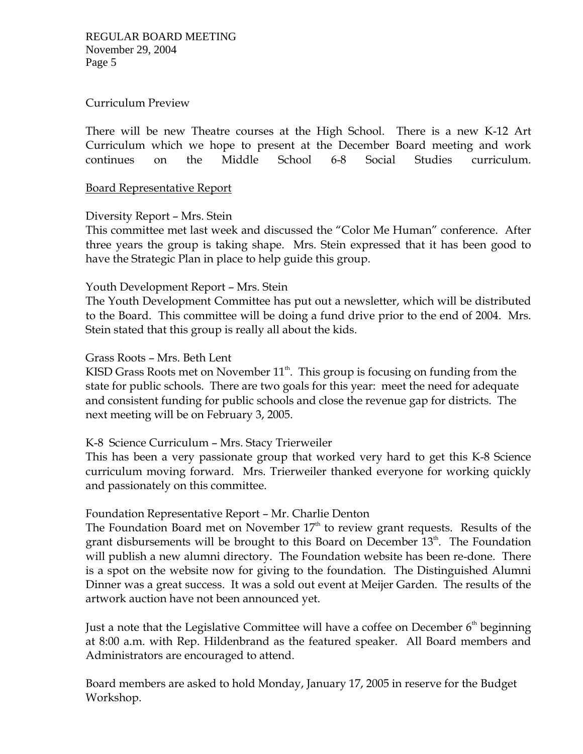Curriculum Preview

There will be new Theatre courses at the High School. There is a new K-12 Art Curriculum which we hope to present at the December Board meeting and work continues on the Middle School 6-8 Social Studies curriculum.

Board Representative Report

Diversity Report – Mrs. Stein
This committee met last week and discussed the "Color Me Human" conference. After three years the group is taking shape. Mrs. Stein expressed that it has been good to have the Strategic Plan in place to help guide this group.

Youth Development Report – Mrs. Stein
The Youth Development Committee has put out a newsletter, which will be distributed to the Board. This committee will be doing a fund drive prior to the end of 2004. Mrs. Stein stated that this group is really all about the kids.

Grass Roots – Mrs. Beth Lent
KISD Grass Roots met on November 11th. This group is focusing on funding from the state for public schools. There are two goals for this year: meet the need for adequate and consistent funding for public schools and close the revenue gap for districts. The next meeting will be on February 3, 2005.

K-8 Science Curriculum – Mrs. Stacy Trierweiler
This has been a very passionate group that worked very hard to get this K-8 Science curriculum moving forward. Mrs. Trierweiler thanked everyone for working quickly and passionately on this committee.

Foundation Representative Report – Mr. Charlie Denton
The Foundation Board met on November 17th to review grant requests. Results of the grant disbursements will be brought to this Board on December 13th. The Foundation will publish a new alumni directory. The Foundation website has been re-done. There is a spot on the website now for giving to the foundation. The Distinguished Alumni Dinner was a great success. It was a sold out event at Meijer Garden. The results of the artwork auction have not been announced yet.

Just a note that the Legislative Committee will have a coffee on December 6th beginning at 8:00 a.m. with Rep. Hildenbrand as the featured speaker. All Board members and Administrators are encouraged to attend.

Board members are asked to hold Monday, January 17, 2005 in reserve for the Budget Workshop.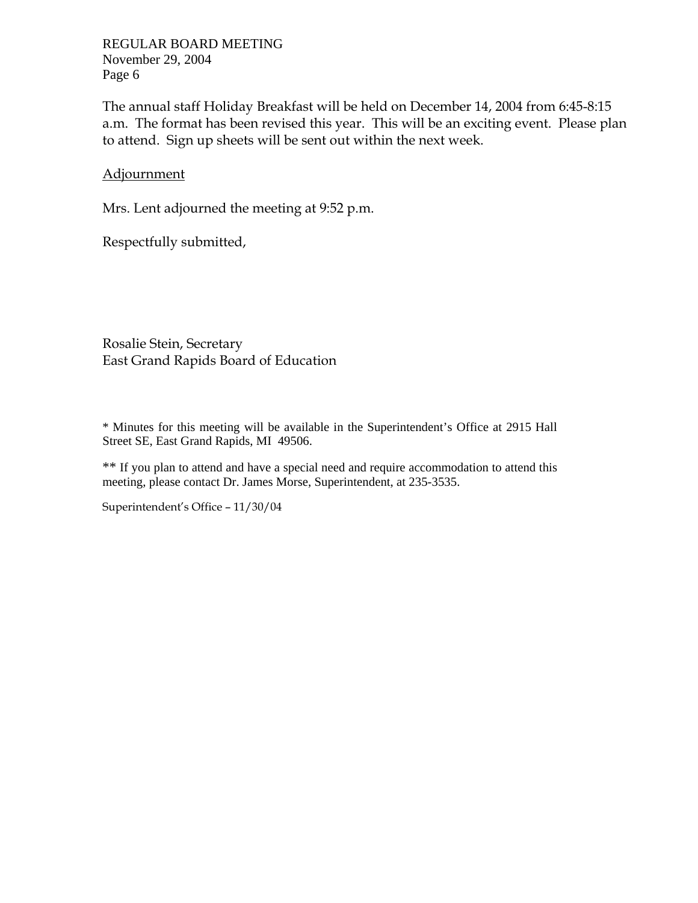The annual staff Holiday Breakfast will be held on December 14, 2004 from 6:45-8:15 a.m. The format has been revised this year. This will be an exciting event. Please plan to attend. Sign up sheets will be sent out within the next week.

## Adjournment

Mrs. Lent adjourned the meeting at 9:52 p.m.

Respectfully submitted,

Rosalie Stein, Secretary
East Grand Rapids Board of Education

* Minutes for this meeting will be available in the Superintendent's Office at 2915 Hall Street SE, East Grand Rapids, MI 49506.

** If you plan to attend and have a special need and require accommodation to attend this meeting, please contact Dr. James Morse, Superintendent, at 235-3535.

Superintendent's Office – 11/30/04